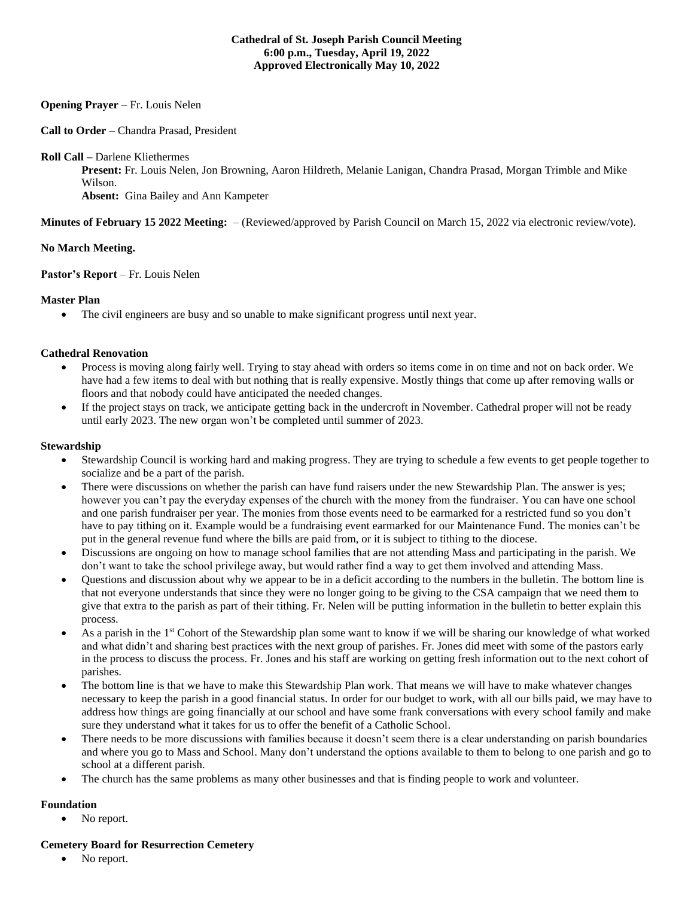**Cathedral of St. Joseph Parish Council Meeting**
**6:00 p.m., Tuesday, April 19, 2022**
**Approved Electronically May 10, 2022**

**Opening Prayer** – Fr. Louis Nelen

**Call to Order** – Chandra Prasad, President

**Roll Call –** Darlene Kliethermes

> **Present:** Fr. Louis Nelen, Jon Browning, Aaron Hildreth, Melanie Lanigan, Chandra Prasad, Morgan Trimble and Mike Wilson.
> **Absent:** Gina Bailey and Ann Kampeter

**Minutes of February 15 2022 Meeting:** – (Reviewed/approved by Parish Council on March 15, 2022 via electronic review/vote).

**No March Meeting.**

**Pastor's Report** – Fr. Louis Nelen

**Master Plan**

- The civil engineers are busy and so unable to make significant progress until next year.

**Cathedral Renovation**

- Process is moving along fairly well. Trying to stay ahead with orders so items come in on time and not on back order. We have had a few items to deal with but nothing that is really expensive. Mostly things that come up after removing walls or floors and that nobody could have anticipated the needed changes.
- If the project stays on track, we anticipate getting back in the undercroft in November. Cathedral proper will not be ready until early 2023. The new organ won't be completed until summer of 2023.

**Stewardship**

- Stewardship Council is working hard and making progress. They are trying to schedule a few events to get people together to socialize and be a part of the parish.
- There were discussions on whether the parish can have fund raisers under the new Stewardship Plan. The answer is yes; however you can't pay the everyday expenses of the church with the money from the fundraiser. You can have one school and one parish fundraiser per year. The monies from those events need to be earmarked for a restricted fund so you don't have to pay tithing on it. Example would be a fundraising event earmarked for our Maintenance Fund. The monies can't be put in the general revenue fund where the bills are paid from, or it is subject to tithing to the diocese.
- Discussions are ongoing on how to manage school families that are not attending Mass and participating in the parish. We don't want to take the school privilege away, but would rather find a way to get them involved and attending Mass.
- Questions and discussion about why we appear to be in a deficit according to the numbers in the bulletin. The bottom line is that not everyone understands that since they were no longer going to be giving to the CSA campaign that we need them to give that extra to the parish as part of their tithing. Fr. Nelen will be putting information in the bulletin to better explain this process.
- As a parish in the 1st Cohort of the Stewardship plan some want to know if we will be sharing our knowledge of what worked and what didn't and sharing best practices with the next group of parishes. Fr. Jones did meet with some of the pastors early in the process to discuss the process. Fr. Jones and his staff are working on getting fresh information out to the next cohort of parishes.
- The bottom line is that we have to make this Stewardship Plan work. That means we will have to make whatever changes necessary to keep the parish in a good financial status. In order for our budget to work, with all our bills paid, we may have to address how things are going financially at our school and have some frank conversations with every school family and make sure they understand what it takes for us to offer the benefit of a Catholic School.
- There needs to be more discussions with families because it doesn't seem there is a clear understanding on parish boundaries and where you go to Mass and School. Many don't understand the options available to them to belong to one parish and go to school at a different parish.
- The church has the same problems as many other businesses and that is finding people to work and volunteer.

**Foundation**

- No report.

**Cemetery Board for Resurrection Cemetery**

- No report.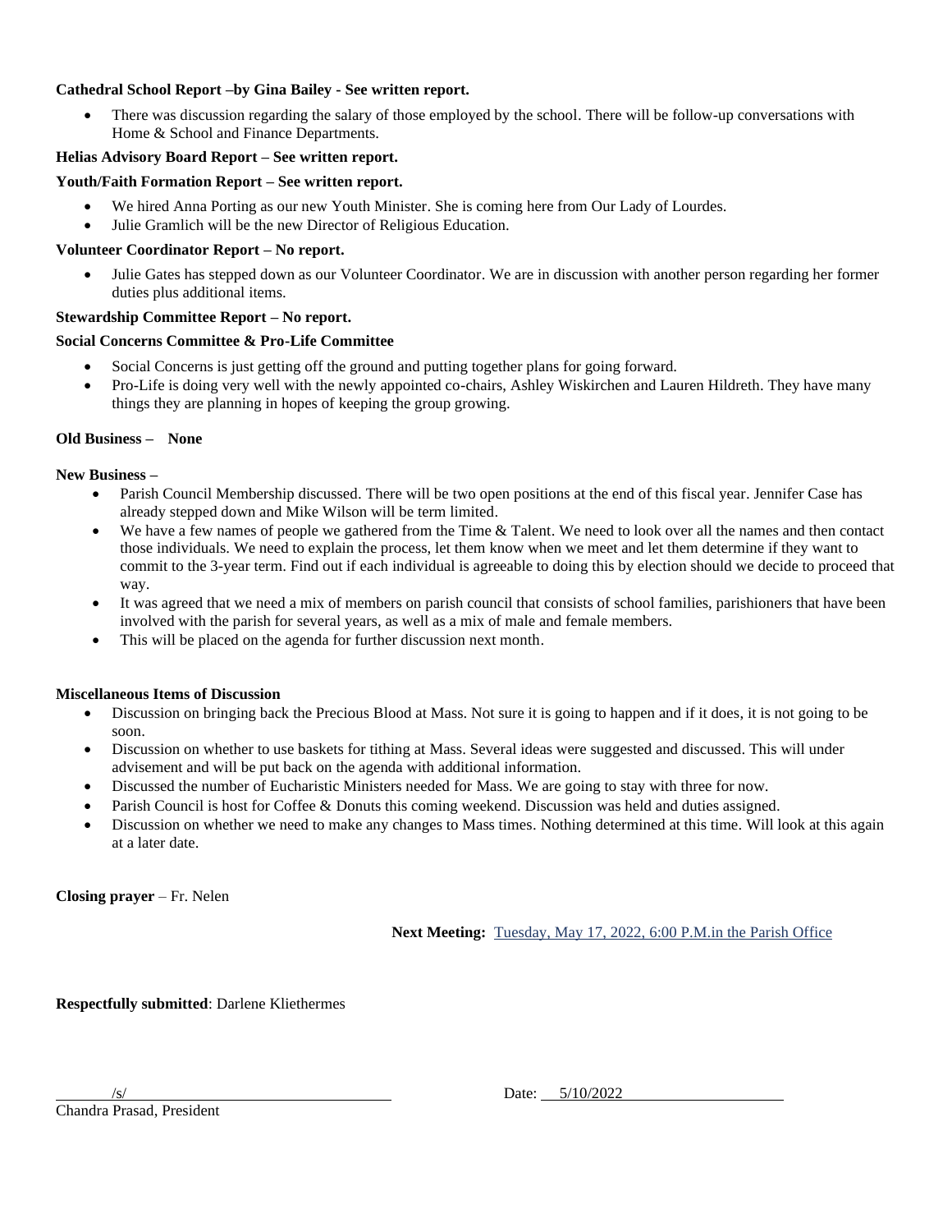**Cathedral School Report –by Gina Bailey - See written report.**

- There was discussion regarding the salary of those employed by the school. There will be follow-up conversations with Home & School and Finance Departments.

**Helias Advisory Board Report – See written report.**

**Youth/Faith Formation Report – See written report.**

- We hired Anna Porting as our new Youth Minister. She is coming here from Our Lady of Lourdes.
- Julie Gramlich will be the new Director of Religious Education.

**Volunteer Coordinator Report – No report.**

- Julie Gates has stepped down as our Volunteer Coordinator. We are in discussion with another person regarding her former duties plus additional items.

**Stewardship Committee Report – No report.**

**Social Concerns Committee & Pro-Life Committee**

- Social Concerns is just getting off the ground and putting together plans for going forward.
- Pro-Life is doing very well with the newly appointed co-chairs, Ashley Wiskirchen and Lauren Hildreth. They have many things they are planning in hopes of keeping the group growing.

**Old Business – None**

**New Business –**

- Parish Council Membership discussed. There will be two open positions at the end of this fiscal year. Jennifer Case has already stepped down and Mike Wilson will be term limited.
- We have a few names of people we gathered from the Time & Talent. We need to look over all the names and then contact those individuals. We need to explain the process, let them know when we meet and let them determine if they want to commit to the 3-year term. Find out if each individual is agreeable to doing this by election should we decide to proceed that way.
- It was agreed that we need a mix of members on parish council that consists of school families, parishioners that have been involved with the parish for several years, as well as a mix of male and female members.
- This will be placed on the agenda for further discussion next month.

**Miscellaneous Items of Discussion**

- Discussion on bringing back the Precious Blood at Mass. Not sure it is going to happen and if it does, it is not going to be soon.
- Discussion on whether to use baskets for tithing at Mass. Several ideas were suggested and discussed. This will under advisement and will be put back on the agenda with additional information.
- Discussed the number of Eucharistic Ministers needed for Mass. We are going to stay with three for now.
- Parish Council is host for Coffee & Donuts this coming weekend. Discussion was held and duties assigned.
- Discussion on whether we need to make any changes to Mass times. Nothing determined at this time. Will look at this again at a later date.

**Closing prayer** – Fr. Nelen

**Next Meeting:** Tuesday, May 17, 2022, 6:00 P.M.in the Parish Office

**Respectfully submitted**: Darlene Kliethermes

/s/

Chandra Prasad, President

Date: 5/10/2022